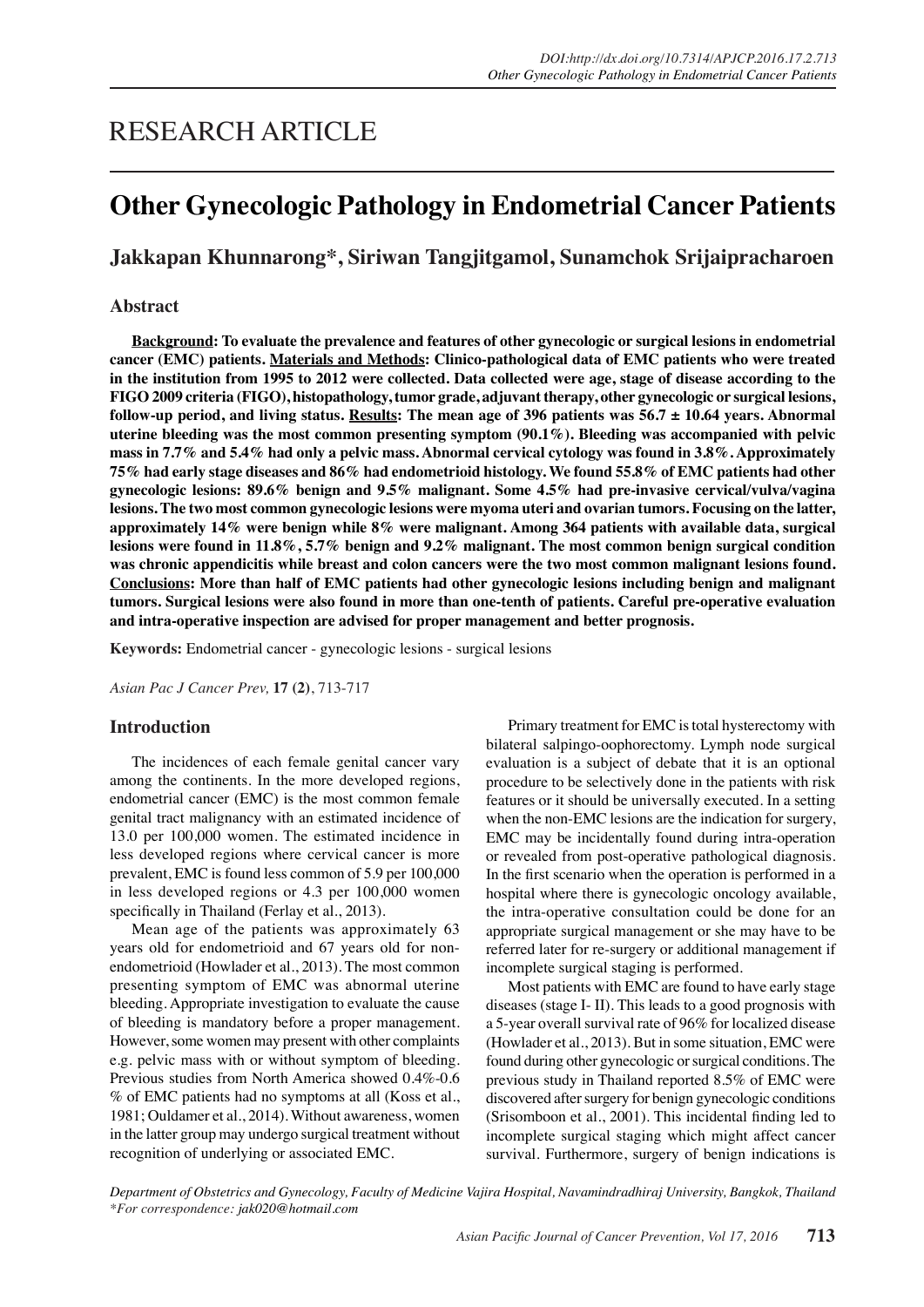RESEARCH ARTICLE

# Other Gynecologic Pathology in Endometrial Cancer Patients

**Jakkapan Khunnarong*, Siriwan Tangjitgamol, Sunamchok Srijaipracharoen**

## Abstract

**Background: To evaluate the prevalence and features of other gynecologic or surgical lesions in endometrial cancer (EMC) patients. Materials and Methods: Clinico-pathological data of EMC patients who were treated in the institution from 1995 to 2012 were collected. Data collected were age, stage of disease according to the FIGO 2009 criteria (FIGO), histopathology, tumor grade, adjuvant therapy, other gynecologic or surgical lesions, follow-up period, and living status. Results: The mean age of 396 patients was 56.7 ± 10.64 years. Abnormal uterine bleeding was the most common presenting symptom (90.1%). Bleeding was accompanied with pelvic mass in 7.7% and 5.4% had only a pelvic mass. Abnormal cervical cytology was found in 3.8%. Approximately 75% had early stage diseases and 86% had endometrioid histology. We found 55.8% of EMC patients had other gynecologic lesions: 89.6% benign and 9.5% malignant. Some 4.5% had pre-invasive cervical/vulva/vagina lesions. The two most common gynecologic lesions were myoma uteri and ovarian tumors. Focusing on the latter, approximately 14% were benign while 8% were malignant. Among 364 patients with available data, surgical lesions were found in 11.8%, 5.7% benign and 9.2% malignant. The most common benign surgical condition was chronic appendicitis while breast and colon cancers were the two most common malignant lesions found. Conclusions: More than half of EMC patients had other gynecologic lesions including benign and malignant tumors. Surgical lesions were also found in more than one-tenth of patients. Careful pre-operative evaluation and intra-operative inspection are advised for proper management and better prognosis.**

**Keywords:** Endometrial cancer - gynecologic lesions - surgical lesions

*Asian Pac J Cancer Prev,* **17 (2)**, 713-717

## Introduction

The incidences of each female genital cancer vary among the continents. In the more developed regions, endometrial cancer (EMC) is the most common female genital tract malignancy with an estimated incidence of 13.0 per 100,000 women. The estimated incidence in less developed regions where cervical cancer is more prevalent, EMC is found less common of 5.9 per 100,000 in less developed regions or 4.3 per 100,000 women specifically in Thailand (Ferlay et al., 2013).

Mean age of the patients was approximately 63 years old for endometrioid and 67 years old for non-endometrioid (Howlader et al., 2013). The most common presenting symptom of EMC was abnormal uterine bleeding. Appropriate investigation to evaluate the cause of bleeding is mandatory before a proper management. However, some women may present with other complaints e.g. pelvic mass with or without symptom of bleeding. Previous studies from North America showed 0.4%-0.6 % of EMC patients had no symptoms at all (Koss et al., 1981; Ouldamer et al., 2014). Without awareness, women in the latter group may undergo surgical treatment without recognition of underlying or associated EMC.

Primary treatment for EMC is total hysterectomy with bilateral salpingo-oophorectomy. Lymph node surgical evaluation is a subject of debate that it is an optional procedure to be selectively done in the patients with risk features or it should be universally executed. In a setting when the non-EMC lesions are the indication for surgery, EMC may be incidentally found during intra-operation or revealed from post-operative pathological diagnosis. In the first scenario when the operation is performed in a hospital where there is gynecologic oncology available, the intra-operative consultation could be done for an appropriate surgical management or she may have to be referred later for re-surgery or additional management if incomplete surgical staging is performed.

Most patients with EMC are found to have early stage diseases (stage I- II). This leads to a good prognosis with a 5-year overall survival rate of 96% for localized disease (Howlader et al., 2013). But in some situation, EMC were found during other gynecologic or surgical conditions. The previous study in Thailand reported 8.5% of EMC were discovered after surgery for benign gynecologic conditions (Srisomboon et al., 2001). This incidental finding led to incomplete surgical staging which might affect cancer survival. Furthermore, surgery of benign indications is

*Department of Obstetrics and Gynecology, Faculty of Medicine Vajira Hospital, Navamindradhiraj University, Bangkok, Thailand*
*\*For correspondence: jak020@hotmail.com*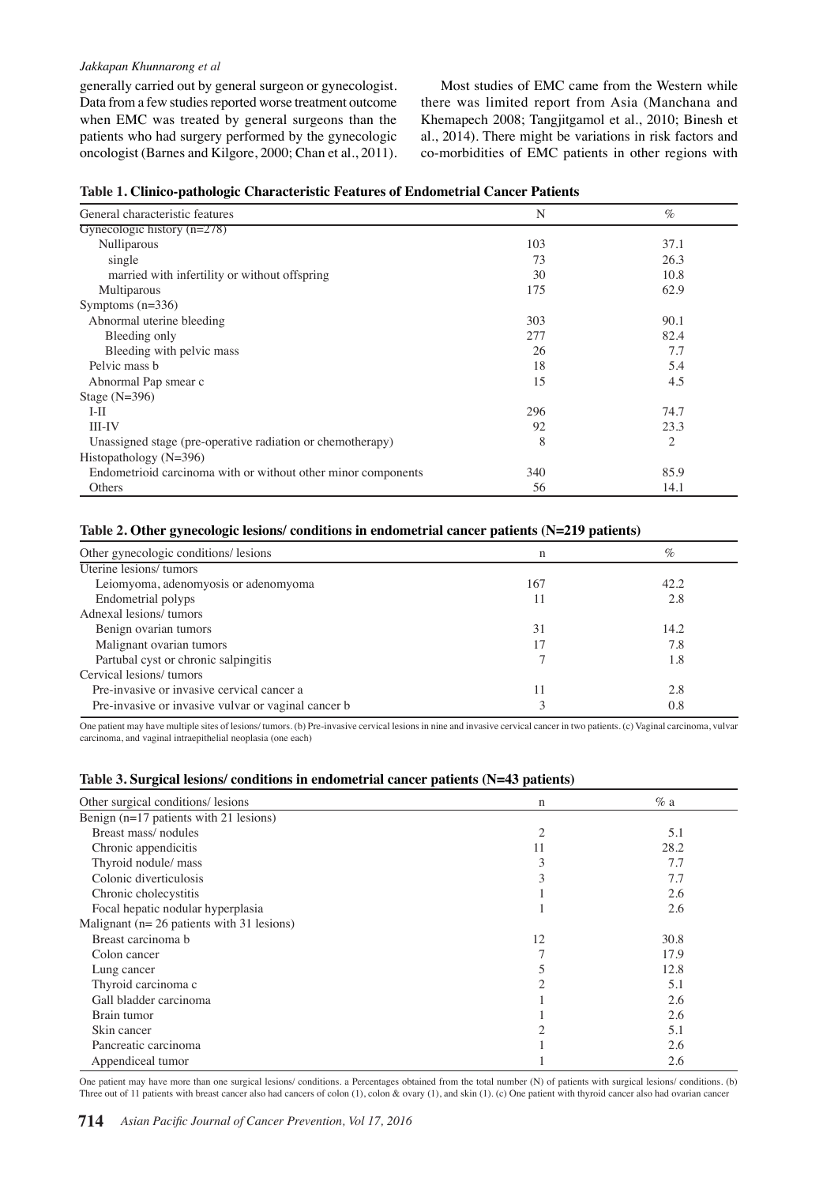generally carried out by general surgeon or gynecologist. Data from a few studies reported worse treatment outcome when EMC was treated by general surgeons than the patients who had surgery performed by the gynecologic oncologist (Barnes and Kilgore, 2000; Chan et al., 2011).

Most studies of EMC came from the Western while there was limited report from Asia (Manchana and Khemapech 2008; Tangjitgamol et al., 2010; Binesh et al., 2014). There might be variations in risk factors and co-morbidities of EMC patients in other regions with

**Table 1. Clinico-pathologic Characteristic Features of Endometrial Cancer Patients**

| General characteristic features | N | % |
|---|---|---|
| Gynecologic history (n=278) | | |
| Nulliparous | 103 | 37.1 |
| single | 73 | 26.3 |
| married with infertility or without offspring | 30 | 10.8 |
| Multiparous | 175 | 62.9 |
| Symptoms (n=336) | | |
| Abnormal uterine bleeding | 303 | 90.1 |
| Bleeding only | 277 | 82.4 |
| Bleeding with pelvic mass | 26 | 7.7 |
| Pelvic mass b | 18 | 5.4 |
| Abnormal Pap smear c | 15 | 4.5 |
| Stage (N=396) | | |
| I-II | 296 | 74.7 |
| III-IV | 92 | 23.3 |
| Unassigned stage (pre-operative radiation or chemotherapy) | 8 | 2 |
| Histopathology (N=396) | | |
| Endometrioid carcinoma with or without other minor components | 340 | 85.9 |
| Others | 56 | 14.1 |

**Table 2. Other gynecologic lesions/ conditions in endometrial cancer patients (N=219 patients)**

| Other gynecologic conditions/ lesions | n | % |
|---|---|---|
| Uterine lesions/ tumors | | |
| Leiomyoma, adenomyosis or adenomyoma | 167 | 42.2 |
| Endometrial polyps | 11 | 2.8 |
| Adnexal lesions/ tumors | | |
| Benign ovarian tumors | 31 | 14.2 |
| Malignant ovarian tumors | 17 | 7.8 |
| Partubal cyst or chronic salpingitis | 7 | 1.8 |
| Cervical lesions/ tumors | | |
| Pre-invasive or invasive cervical cancer a | 11 | 2.8 |
| Pre-invasive or invasive vulvar or vaginal cancer b | 3 | 0.8 |

One patient may have multiple sites of lesions/ tumors. (b) Pre-invasive cervical lesions in nine and invasive cervical cancer in two patients. (c) Vaginal carcinoma, vulvar carcinoma, and vaginal intraepithelial neoplasia (one each)

**Table 3. Surgical lesions/ conditions in endometrial cancer patients (N=43 patients)**

| Other surgical conditions/ lesions | n | % a |
|---|---|---|
| Benign (n=17 patients with 21 lesions) | | |
| Breast mass/ nodules | 2 | 5.1 |
| Chronic appendicitis | 11 | 28.2 |
| Thyroid nodule/ mass | 3 | 7.7 |
| Colonic diverticulosis | 3 | 7.7 |
| Chronic cholecystitis | 1 | 2.6 |
| Focal hepatic nodular hyperplasia | 1 | 2.6 |
| Malignant (n= 26 patients with 31 lesions) | | |
| Breast carcinoma b | 12 | 30.8 |
| Colon cancer | 7 | 17.9 |
| Lung cancer | 5 | 12.8 |
| Thyroid carcinoma c | 2 | 5.1 |
| Gall bladder carcinoma | 1 | 2.6 |
| Brain tumor | 1 | 2.6 |
| Skin cancer | 2 | 5.1 |
| Pancreatic carcinoma | 1 | 2.6 |
| Appendiceal tumor | 1 | 2.6 |

One patient may have more than one surgical lesions/ conditions. a Percentages obtained from the total number (N) of patients with surgical lesions/ conditions. (b) Three out of 11 patients with breast cancer also had cancers of colon (1), colon & ovary (1), and skin (1). (c) One patient with thyroid cancer also had ovarian cancer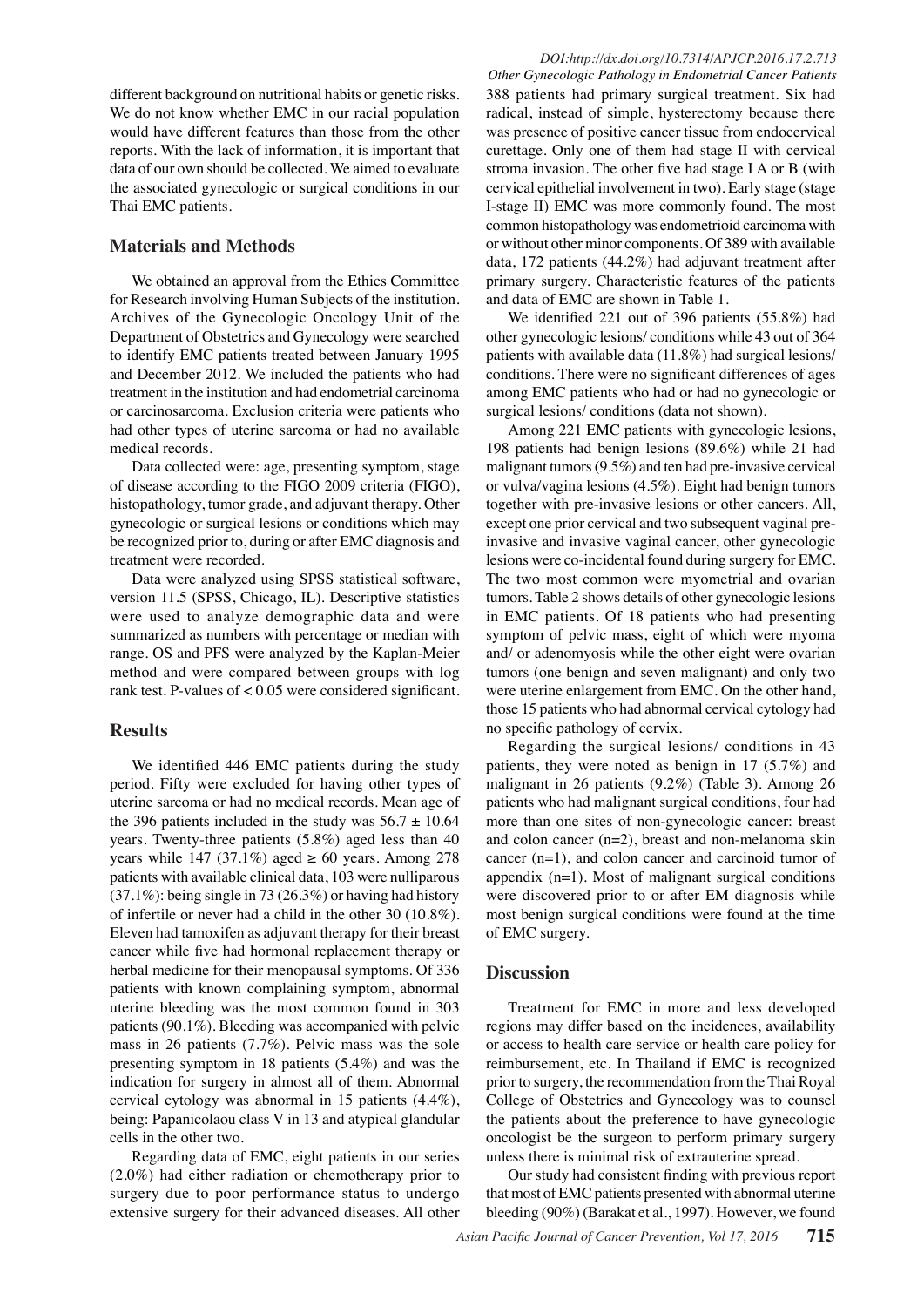different background on nutritional habits or genetic risks. We do not know whether EMC in our racial population would have different features than those from the other reports. With the lack of information, it is important that data of our own should be collected. We aimed to evaluate the associated gynecologic or surgical conditions in our Thai EMC patients.

## Materials and Methods

We obtained an approval from the Ethics Committee for Research involving Human Subjects of the institution. Archives of the Gynecologic Oncology Unit of the Department of Obstetrics and Gynecology were searched to identify EMC patients treated between January 1995 and December 2012. We included the patients who had treatment in the institution and had endometrial carcinoma or carcinosarcoma. Exclusion criteria were patients who had other types of uterine sarcoma or had no available medical records.

Data collected were: age, presenting symptom, stage of disease according to the FIGO 2009 criteria (FIGO), histopathology, tumor grade, and adjuvant therapy. Other gynecologic or surgical lesions or conditions which may be recognized prior to, during or after EMC diagnosis and treatment were recorded.

Data were analyzed using SPSS statistical software, version 11.5 (SPSS, Chicago, IL). Descriptive statistics were used to analyze demographic data and were summarized as numbers with percentage or median with range. OS and PFS were analyzed by the Kaplan-Meier method and were compared between groups with log rank test. P-values of < 0.05 were considered significant.

## Results

We identified 446 EMC patients during the study period. Fifty were excluded for having other types of uterine sarcoma or had no medical records. Mean age of the 396 patients included in the study was $56.7 \pm 10.64$ years. Twenty-three patients (5.8%) aged less than 40 years while 147 (37.1%) aged $\geq 60$ years. Among 278 patients with available clinical data, 103 were nulliparous (37.1%): being single in 73 (26.3%) or having had history of infertile or never had a child in the other 30 (10.8%). Eleven had tamoxifen as adjuvant therapy for their breast cancer while five had hormonal replacement therapy or herbal medicine for their menopausal symptoms. Of 336 patients with known complaining symptom, abnormal uterine bleeding was the most common found in 303 patients (90.1%). Bleeding was accompanied with pelvic mass in 26 patients (7.7%). Pelvic mass was the sole presenting symptom in 18 patients (5.4%) and was the indication for surgery in almost all of them. Abnormal cervical cytology was abnormal in 15 patients (4.4%), being: Papanicolaou class V in 13 and atypical glandular cells in the other two.

Regarding data of EMC, eight patients in our series (2.0%) had either radiation or chemotherapy prior to surgery due to poor performance status to undergo extensive surgery for their advanced diseases. All other 388 patients had primary surgical treatment. Six had radical, instead of simple, hysterectomy because there was presence of positive cancer tissue from endocervical curettage. Only one of them had stage II with cervical stroma invasion. The other five had stage I A or B (with cervical epithelial involvement in two). Early stage (stage I-stage II) EMC was more commonly found. The most common histopathology was endometrioid carcinoma with or without other minor components. Of 389 with available data, 172 patients (44.2%) had adjuvant treatment after primary surgery. Characteristic features of the patients and data of EMC are shown in Table 1.

We identified 221 out of 396 patients (55.8%) had other gynecologic lesions/ conditions while 43 out of 364 patients with available data (11.8%) had surgical lesions/ conditions. There were no significant differences of ages among EMC patients who had or had no gynecologic or surgical lesions/ conditions (data not shown).

Among 221 EMC patients with gynecologic lesions, 198 patients had benign lesions (89.6%) while 21 had malignant tumors (9.5%) and ten had pre-invasive cervical or vulva/vagina lesions (4.5%). Eight had benign tumors together with pre-invasive lesions or other cancers. All, except one prior cervical and two subsequent vaginal pre-invasive and invasive vaginal cancer, other gynecologic lesions were co-incidental found during surgery for EMC. The two most common were myometrial and ovarian tumors. Table 2 shows details of other gynecologic lesions in EMC patients. Of 18 patients who had presenting symptom of pelvic mass, eight of which were myoma and/ or adenomyosis while the other eight were ovarian tumors (one benign and seven malignant) and only two were uterine enlargement from EMC. On the other hand, those 15 patients who had abnormal cervical cytology had no specific pathology of cervix.

Regarding the surgical lesions/ conditions in 43 patients, they were noted as benign in 17 (5.7%) and malignant in 26 patients (9.2%) (Table 3). Among 26 patients who had malignant surgical conditions, four had more than one sites of non-gynecologic cancer: breast and colon cancer (n=2), breast and non-melanoma skin cancer (n=1), and colon cancer and carcinoid tumor of appendix (n=1). Most of malignant surgical conditions were discovered prior to or after EM diagnosis while most benign surgical conditions were found at the time of EMC surgery.

## Discussion

Treatment for EMC in more and less developed regions may differ based on the incidences, availability or access to health care service or health care policy for reimbursement, etc. In Thailand if EMC is recognized prior to surgery, the recommendation from the Thai Royal College of Obstetrics and Gynecology was to counsel the patients about the preference to have gynecologic oncologist be the surgeon to perform primary surgery unless there is minimal risk of extrauterine spread.

Our study had consistent finding with previous report that most of EMC patients presented with abnormal uterine bleeding (90%) (Barakat et al., 1997). However, we found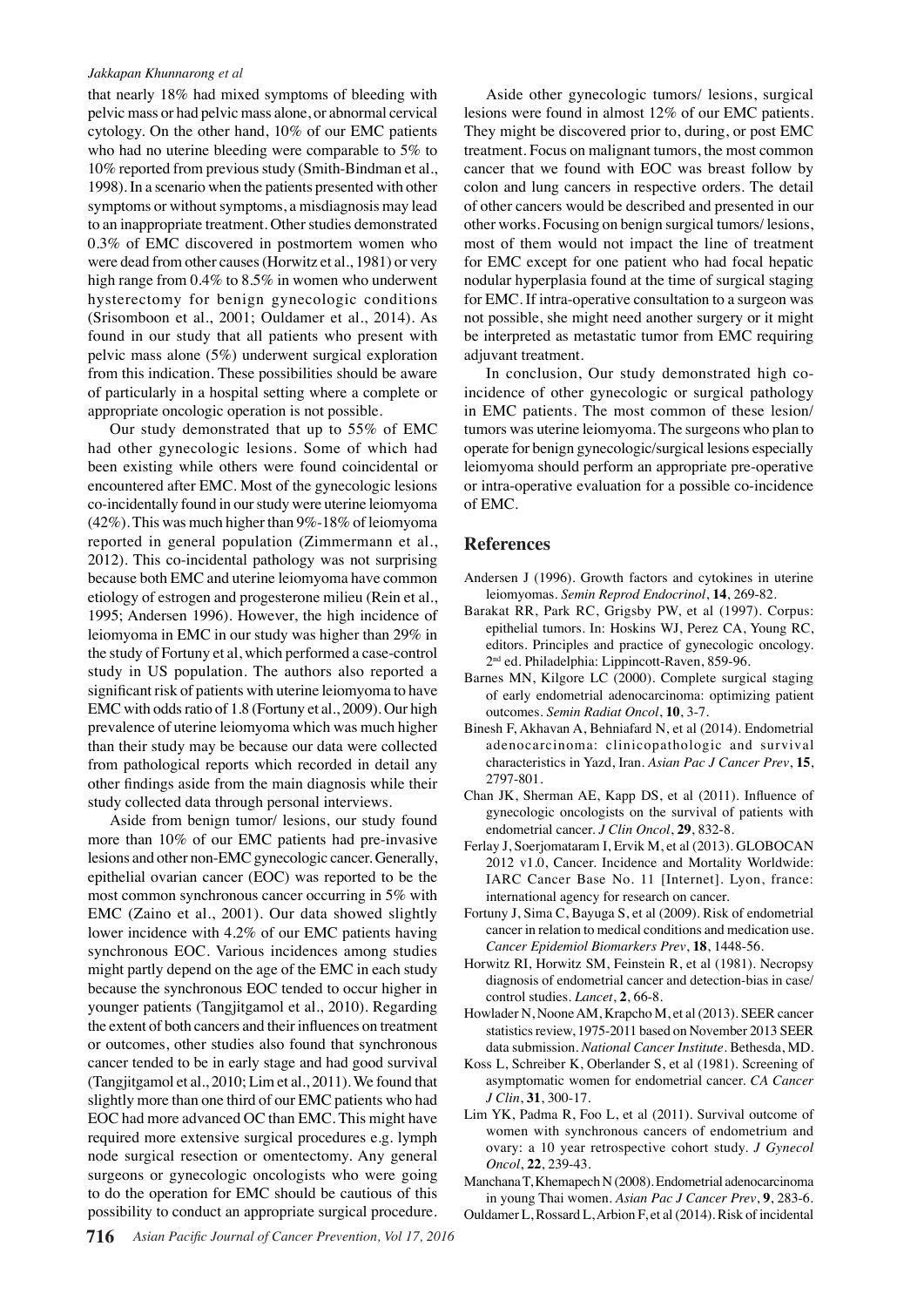that nearly 18% had mixed symptoms of bleeding with pelvic mass or had pelvic mass alone, or abnormal cervical cytology. On the other hand, 10% of our EMC patients who had no uterine bleeding were comparable to 5% to 10% reported from previous study (Smith-Bindman et al., 1998). In a scenario when the patients presented with other symptoms or without symptoms, a misdiagnosis may lead to an inappropriate treatment. Other studies demonstrated 0.3% of EMC discovered in postmortem women who were dead from other causes (Horwitz et al., 1981) or very high range from 0.4% to 8.5% in women who underwent hysterectomy for benign gynecologic conditions (Srisomboon et al., 2001; Ouldamer et al., 2014). As found in our study that all patients who present with pelvic mass alone (5%) underwent surgical exploration from this indication. These possibilities should be aware of particularly in a hospital setting where a complete or appropriate oncologic operation is not possible.

Our study demonstrated that up to 55% of EMC had other gynecologic lesions. Some of which had been existing while others were found coincidental or encountered after EMC. Most of the gynecologic lesions co-incidentally found in our study were uterine leiomyoma (42%). This was much higher than 9%-18% of leiomyoma reported in general population (Zimmermann et al., 2012). This co-incidental pathology was not surprising because both EMC and uterine leiomyoma have common etiology of estrogen and progesterone milieu (Rein et al., 1995; Andersen 1996). However, the high incidence of leiomyoma in EMC in our study was higher than 29% in the study of Fortuny et al, which performed a case-control study in US population. The authors also reported a significant risk of patients with uterine leiomyoma to have EMC with odds ratio of 1.8 (Fortuny et al., 2009). Our high prevalence of uterine leiomyoma which was much higher than their study may be because our data were collected from pathological reports which recorded in detail any other findings aside from the main diagnosis while their study collected data through personal interviews.

Aside from benign tumor/ lesions, our study found more than 10% of our EMC patients had pre-invasive lesions and other non-EMC gynecologic cancer. Generally, epithelial ovarian cancer (EOC) was reported to be the most common synchronous cancer occurring in 5% with EMC (Zaino et al., 2001). Our data showed slightly lower incidence with 4.2% of our EMC patients having synchronous EOC. Various incidences among studies might partly depend on the age of the EMC in each study because the synchronous EOC tended to occur higher in younger patients (Tangjitgamol et al., 2010). Regarding the extent of both cancers and their influences on treatment or outcomes, other studies also found that synchronous cancer tended to be in early stage and had good survival (Tangjitgamol et al., 2010; Lim et al., 2011). We found that slightly more than one third of our EMC patients who had EOC had more advanced OC than EMC. This might have required more extensive surgical procedures e.g. lymph node surgical resection or omentectomy. Any general surgeons or gynecologic oncologists who were going to do the operation for EMC should be cautious of this possibility to conduct an appropriate surgical procedure.

Aside other gynecologic tumors/ lesions, surgical lesions were found in almost 12% of our EMC patients. They might be discovered prior to, during, or post EMC treatment. Focus on malignant tumors, the most common cancer that we found with EOC was breast follow by colon and lung cancers in respective orders. The detail of other cancers would be described and presented in our other works. Focusing on benign surgical tumors/ lesions, most of them would not impact the line of treatment for EMC except for one patient who had focal hepatic nodular hyperplasia found at the time of surgical staging for EMC. If intra-operative consultation to a surgeon was not possible, she might need another surgery or it might be interpreted as metastatic tumor from EMC requiring adjuvant treatment.

In conclusion, Our study demonstrated high co-incidence of other gynecologic or surgical pathology in EMC patients. The most common of these lesion/ tumors was uterine leiomyoma. The surgeons who plan to operate for benign gynecologic/surgical lesions especially leiomyoma should perform an appropriate pre-operative or intra-operative evaluation for a possible co-incidence of EMC.

## References

Andersen J (1996). Growth factors and cytokines in uterine leiomyomas. *Semin Reprod Endocrinol*, **14**, 269-82.

Barakat RR, Park RC, Grigsby PW, et al (1997). Corpus: epithelial tumors. In: Hoskins WJ, Perez CA, Young RC, editors. Principles and practice of gynecologic oncology. 2nd ed. Philadelphia: Lippincott-Raven, 859-96.

Barnes MN, Kilgore LC (2000). Complete surgical staging of early endometrial adenocarcinoma: optimizing patient outcomes. *Semin Radiat Oncol*, **10**, 3-7.

Binesh F, Akhavan A, Behniafard N, et al (2014). Endometrial adenocarcinoma: clinicopathologic and survival characteristics in Yazd, Iran. *Asian Pac J Cancer Prev*, **15**, 2797-801.

Chan JK, Sherman AE, Kapp DS, et al (2011). Influence of gynecologic oncologists on the survival of patients with endometrial cancer. *J Clin Oncol*, **29**, 832-8.

Ferlay J, Soerjomataram I, Ervik M, et al (2013). GLOBOCAN 2012 v1.0, Cancer. Incidence and Mortality Worldwide: IARC Cancer Base No. 11 [Internet]. Lyon, france: international agency for research on cancer.

Fortuny J, Sima C, Bayuga S, et al (2009). Risk of endometrial cancer in relation to medical conditions and medication use. *Cancer Epidemiol Biomarkers Prev*, **18**, 1448-56.

Horwitz RI, Horwitz SM, Feinstein R, et al (1981). Necropsy diagnosis of endometrial cancer and detection-bias in case/ control studies. *Lancet*, **2**, 66-8.

Howlader N, Noone AM, Krapcho M, et al (2013). SEER cancer statistics review, 1975-2011 based on November 2013 SEER data submission. *National Cancer Institute*. Bethesda, MD.

Koss L, Schreiber K, Oberlander S, et al (1981). Screening of asymptomatic women for endometrial cancer. *CA Cancer J Clin*, **31**, 300-17.

Lim YK, Padma R, Foo L, et al (2011). Survival outcome of women with synchronous cancers of endometrium and ovary: a 10 year retrospective cohort study. *J Gynecol Oncol*, **22**, 239-43.

Manchana T, Khemapech N (2008). Endometrial adenocarcinoma in young Thai women. *Asian Pac J Cancer Prev*, **9**, 283-6.

Ouldamer L, Rossard L, Arbion F, et al (2014). Risk of incidental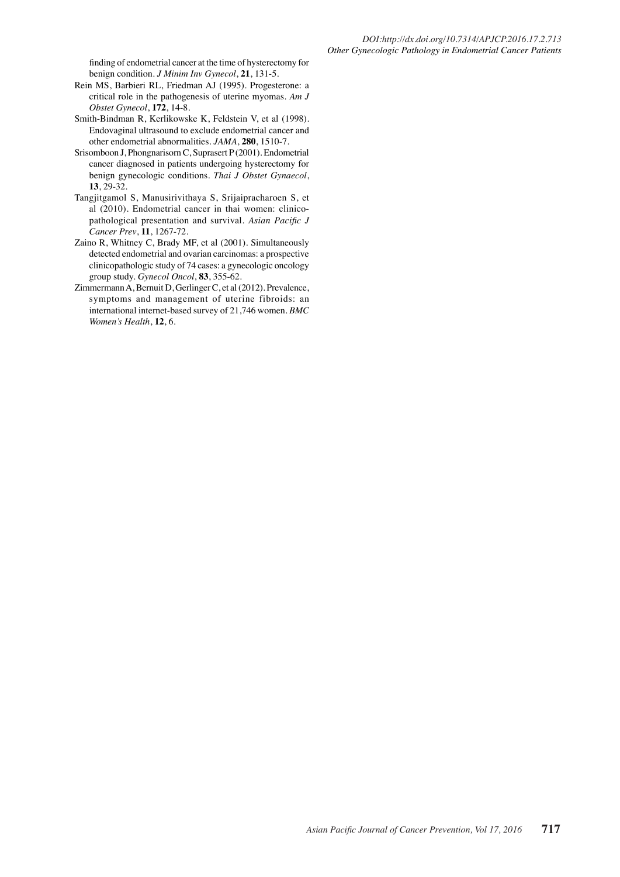finding of endometrial cancer at the time of hysterectomy for benign condition. *J Minim Inv Gynecol*, **21**, 131-5.

Rein MS, Barbieri RL, Friedman AJ (1995). Progesterone: a critical role in the pathogenesis of uterine myomas. *Am J Obstet Gynecol*, **172**, 14-8.

Smith-Bindman R, Kerlikowske K, Feldstein V, et al (1998). Endovaginal ultrasound to exclude endometrial cancer and other endometrial abnormalities. *JAMA*, **280**, 1510-7.

Srisomboon J, Phongnarisorn C, Suprasert P (2001). Endometrial cancer diagnosed in patients undergoing hysterectomy for benign gynecologic conditions. *Thai J Obstet Gynaecol*, **13**, 29-32.

Tangjitgamol S, Manusirivithaya S, Srijaipracharoen S, et al (2010). Endometrial cancer in thai women: clinico-pathological presentation and survival. *Asian Pacific J Cancer Prev*, **11**, 1267-72.

Zaino R, Whitney C, Brady MF, et al (2001). Simultaneously detected endometrial and ovarian carcinomas: a prospective clinicopathologic study of 74 cases: a gynecologic oncology group study. *Gynecol Oncol*, **83**, 355-62.

Zimmermann A, Bernuit D, Gerlinger C, et al (2012). Prevalence, symptoms and management of uterine fibroids: an international internet-based survey of 21,746 women. *BMC Women's Health*, **12**, 6.